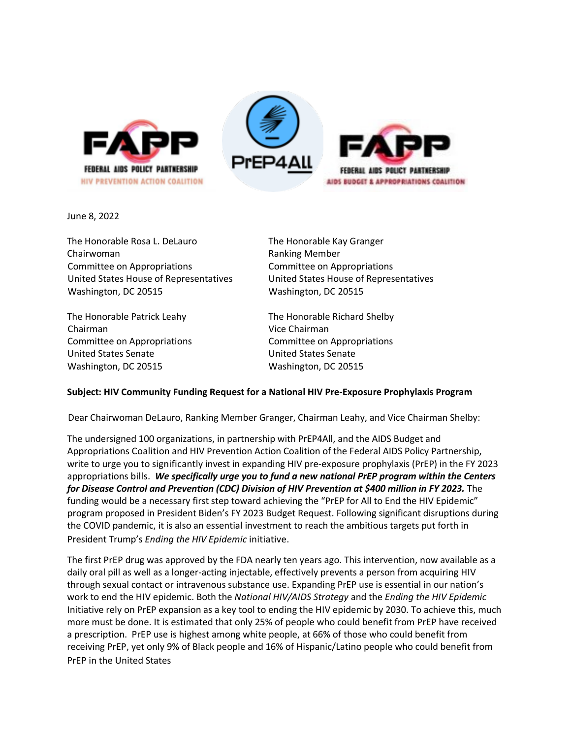FAPP FEDERAL AIDS POLICY PARTNERSHIP HIV PREVENTION ACTION COALITION

PrEP4All

FAPP FEDERAL AIDS POLICY PARTNERSHIP AIDS BUDGET & APPROPRIATIONS COALITION

June 8, 2022

The Honorable Rosa L. DeLauro
Chairwoman
Committee on Appropriations
United States House of Representatives
Washington, DC 20515

The Honorable Kay Granger
Ranking Member
Committee on Appropriations
United States House of Representatives
Washington, DC 20515

The Honorable Patrick Leahy
Chairman
Committee on Appropriations
United States Senate
Washington, DC 20515

The Honorable Richard Shelby
Vice Chairman
Committee on Appropriations
United States Senate
Washington, DC 20515

**Subject: HIV Community Funding Request for a National HIV Pre-Exposure Prophylaxis Program**

Dear Chairwoman DeLauro, Ranking Member Granger, Chairman Leahy, and Vice Chairman Shelby:

The undersigned 100 organizations, in partnership with PrEP4All, and the AIDS Budget and Appropriations Coalition and HIV Prevention Action Coalition of the Federal AIDS Policy Partnership, write to urge you to significantly invest in expanding HIV pre-exposure prophylaxis (PrEP) in the FY 2023 appropriations bills. ***We specifically urge you to fund a new national PrEP program within the Centers for Disease Control and Prevention (CDC) Division of HIV Prevention at $400 million in FY 2023.*** The funding would be a necessary first step toward achieving the "PrEP for All to End the HIV Epidemic" program proposed in President Biden's FY 2023 Budget Request. Following significant disruptions during the COVID pandemic, it is also an essential investment to reach the ambitious targets put forth in President Trump's *Ending the HIV Epidemic* initiative.

The first PrEP drug was approved by the FDA nearly ten years ago. This intervention, now available as a daily oral pill as well as a longer-acting injectable, effectively prevents a person from acquiring HIV through sexual contact or intravenous substance use. Expanding PrEP use is essential in our nation's work to end the HIV epidemic. Both the *National HIV/AIDS Strategy* and the *Ending the HIV Epidemic* Initiative rely on PrEP expansion as a key tool to ending the HIV epidemic by 2030. To achieve this, much more must be done. It is estimated that only 25% of people who could benefit from PrEP have received a prescription. PrEP use is highest among white people, at 66% of those who could benefit from receiving PrEP, yet only 9% of Black people and 16% of Hispanic/Latino people who could benefit from PrEP in the United States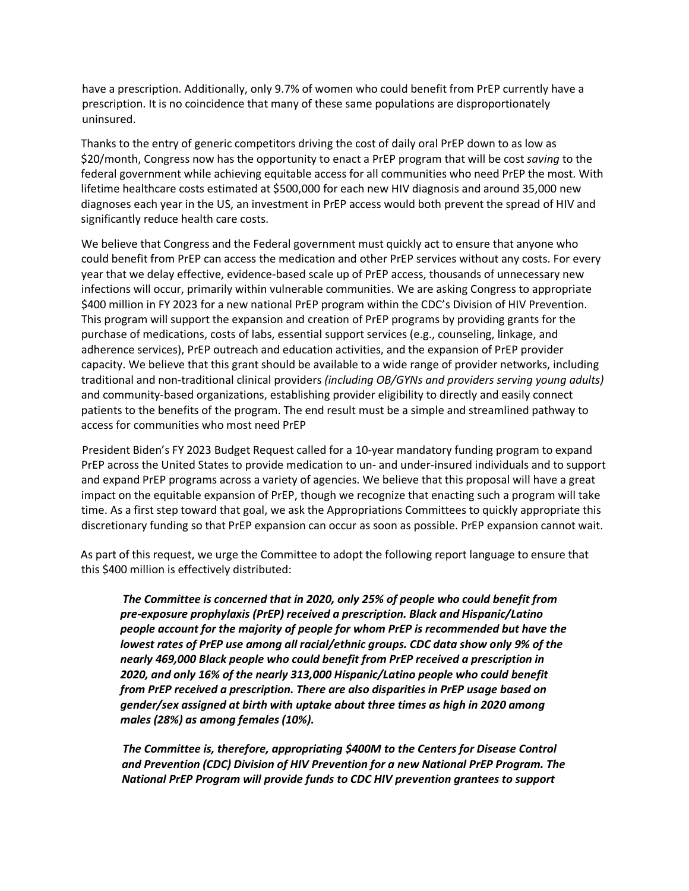have a prescription. Additionally, only 9.7% of women who could benefit from PrEP currently have a prescription. It is no coincidence that many of these same populations are disproportionately uninsured.

Thanks to the entry of generic competitors driving the cost of daily oral PrEP down to as low as $20/month, Congress now has the opportunity to enact a PrEP program that will be cost *saving* to the federal government while achieving equitable access for all communities who need PrEP the most. With lifetime healthcare costs estimated at $500,000 for each new HIV diagnosis and around 35,000 new diagnoses each year in the US, an investment in PrEP access would both prevent the spread of HIV and significantly reduce health care costs.

We believe that Congress and the Federal government must quickly act to ensure that anyone who could benefit from PrEP can access the medication and other PrEP services without any costs. For every year that we delay effective, evidence-based scale up of PrEP access, thousands of unnecessary new infections will occur, primarily within vulnerable communities. We are asking Congress to appropriate $400 million in FY 2023 for a new national PrEP program within the CDC's Division of HIV Prevention. This program will support the expansion and creation of PrEP programs by providing grants for the purchase of medications, costs of labs, essential support services (e.g., counseling, linkage, and adherence services), PrEP outreach and education activities, and the expansion of PrEP provider capacity. We believe that this grant should be available to a wide range of provider networks, including traditional and non-traditional clinical providers *(including OB/GYNs and providers serving young adults)* and community-based organizations, establishing provider eligibility to directly and easily connect patients to the benefits of the program. The end result must be a simple and streamlined pathway to access for communities who most need PrEP

President Biden's FY 2023 Budget Request called for a 10-year mandatory funding program to expand PrEP across the United States to provide medication to un- and under-insured individuals and to support and expand PrEP programs across a variety of agencies. We believe that this proposal will have a great impact on the equitable expansion of PrEP, though we recognize that enacting such a program will take time. As a first step toward that goal, we ask the Appropriations Committees to quickly appropriate this discretionary funding so that PrEP expansion can occur as soon as possible. PrEP expansion cannot wait.

As part of this request, we urge the Committee to adopt the following report language to ensure that this $400 million is effectively distributed:

> ***The Committee is concerned that in 2020, only 25% of people who could benefit from pre-exposure prophylaxis (PrEP) received a prescription. Black and Hispanic/Latino people account for the majority of people for whom PrEP is recommended but have the lowest rates of PrEP use among all racial/ethnic groups. CDC data show only 9% of the nearly 469,000 Black people who could benefit from PrEP received a prescription in 2020, and only 16% of the nearly 313,000 Hispanic/Latino people who could benefit from PrEP received a prescription. There are also disparities in PrEP usage based on gender/sex assigned at birth with uptake about three times as high in 2020 among males (28%) as among females (10%).***
>
> ***The Committee is, therefore, appropriating $400M to the Centers for Disease Control and Prevention (CDC) Division of HIV Prevention for a new National PrEP Program. The National PrEP Program will provide funds to CDC HIV prevention grantees to support***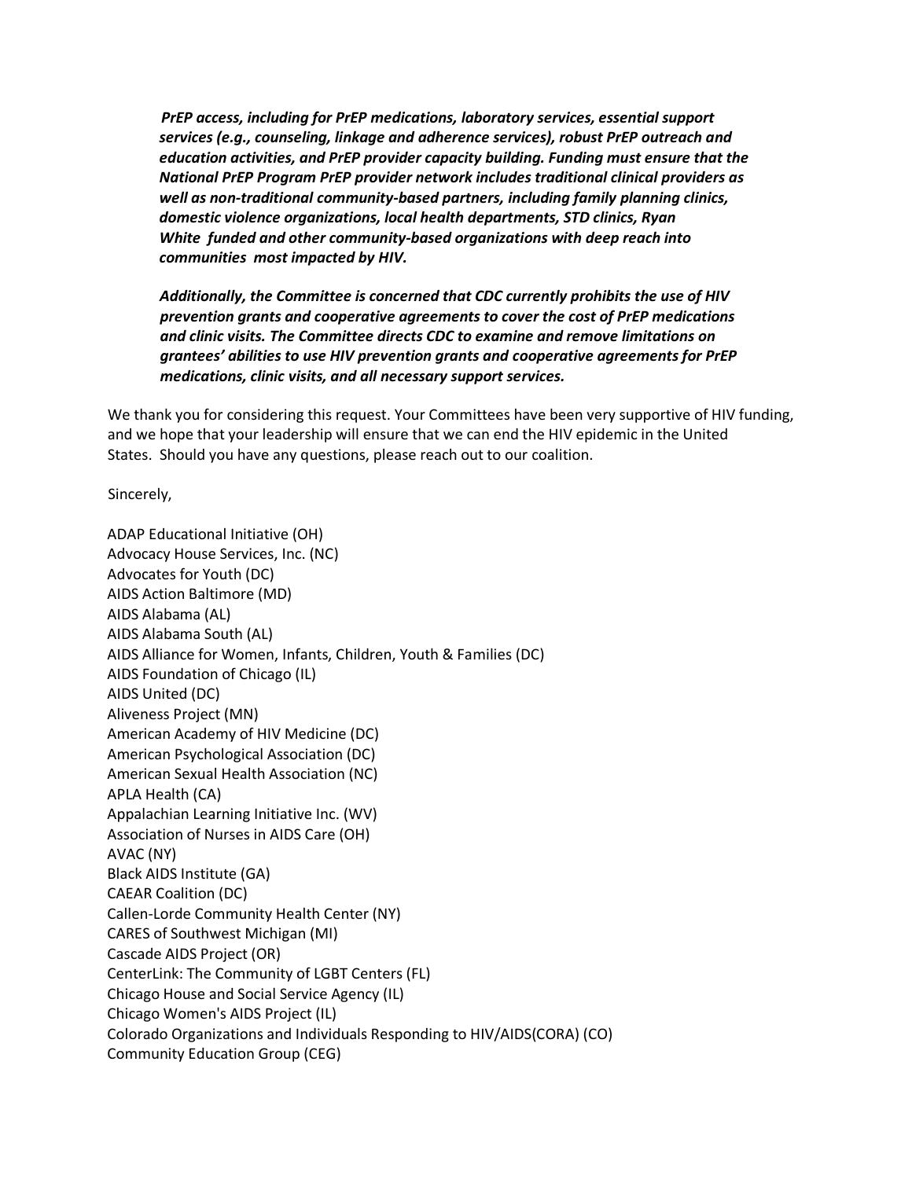*PrEP access, including for PrEP medications, laboratory services, essential support services (e.g., counseling, linkage and adherence services), robust PrEP outreach and education activities, and PrEP provider capacity building. Funding must ensure that the National PrEP Program PrEP provider network includes traditional clinical providers as well as non-traditional community-based partners, including family planning clinics, domestic violence organizations, local health departments, STD clinics, Ryan White funded and other community-based organizations with deep reach into communities most impacted by HIV.*

*Additionally, the Committee is concerned that CDC currently prohibits the use of HIV prevention grants and cooperative agreements to cover the cost of PrEP medications and clinic visits. The Committee directs CDC to examine and remove limitations on grantees' abilities to use HIV prevention grants and cooperative agreements for PrEP medications, clinic visits, and all necessary support services.*

We thank you for considering this request. Your Committees have been very supportive of HIV funding, and we hope that your leadership will ensure that we can end the HIV epidemic in the United States. Should you have any questions, please reach out to our coalition.

Sincerely,

ADAP Educational Initiative (OH)
Advocacy House Services, Inc. (NC)
Advocates for Youth (DC)
AIDS Action Baltimore (MD)
AIDS Alabama (AL)
AIDS Alabama South (AL)
AIDS Alliance for Women, Infants, Children, Youth & Families (DC)
AIDS Foundation of Chicago (IL)
AIDS United (DC)
Aliveness Project (MN)
American Academy of HIV Medicine (DC)
American Psychological Association (DC)
American Sexual Health Association (NC)
APLA Health (CA)
Appalachian Learning Initiative Inc. (WV)
Association of Nurses in AIDS Care (OH)
AVAC (NY)
Black AIDS Institute (GA)
CAEAR Coalition (DC)
Callen-Lorde Community Health Center (NY)
CARES of Southwest Michigan (MI)
Cascade AIDS Project (OR)
CenterLink: The Community of LGBT Centers (FL)
Chicago House and Social Service Agency (IL)
Chicago Women's AIDS Project (IL)
Colorado Organizations and Individuals Responding to HIV/AIDS(CORA) (CO)
Community Education Group (CEG)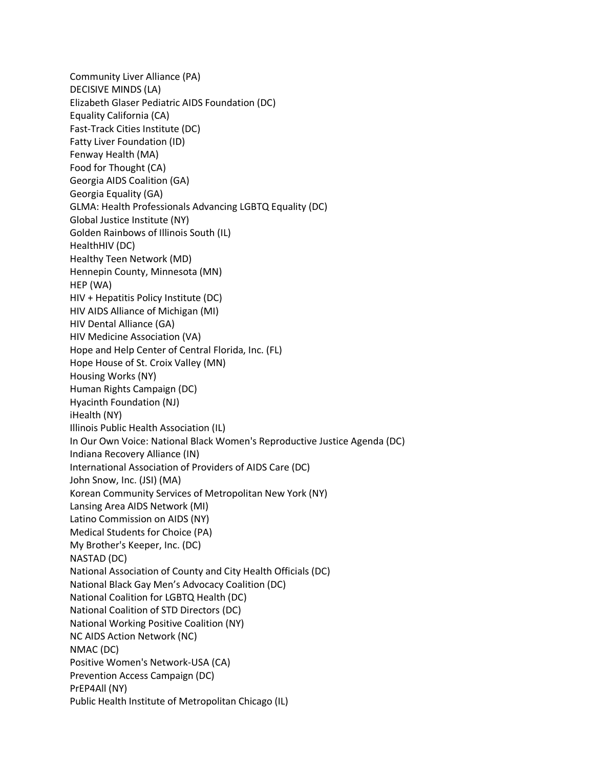Community Liver Alliance (PA)
DECISIVE MINDS (LA)
Elizabeth Glaser Pediatric AIDS Foundation (DC)
Equality California (CA)
Fast-Track Cities Institute (DC)
Fatty Liver Foundation (ID)
Fenway Health (MA)
Food for Thought (CA)
Georgia AIDS Coalition (GA)
Georgia Equality (GA)
GLMA: Health Professionals Advancing LGBTQ Equality (DC)
Global Justice Institute (NY)
Golden Rainbows of Illinois South (IL)
HealthHIV (DC)
Healthy Teen Network (MD)
Hennepin County, Minnesota (MN)
HEP (WA)
HIV + Hepatitis Policy Institute (DC)
HIV AIDS Alliance of Michigan (MI)
HIV Dental Alliance (GA)
HIV Medicine Association (VA)
Hope and Help Center of Central Florida, Inc. (FL)
Hope House of St. Croix Valley (MN)
Housing Works (NY)
Human Rights Campaign (DC)
Hyacinth Foundation (NJ)
iHealth (NY)
Illinois Public Health Association (IL)
In Our Own Voice: National Black Women's Reproductive Justice Agenda (DC)
Indiana Recovery Alliance (IN)
International Association of Providers of AIDS Care (DC)
John Snow, Inc. (JSI) (MA)
Korean Community Services of Metropolitan New York (NY)
Lansing Area AIDS Network (MI)
Latino Commission on AIDS (NY)
Medical Students for Choice (PA)
My Brother's Keeper, Inc. (DC)
NASTAD (DC)
National Association of County and City Health Officials (DC)
National Black Gay Men's Advocacy Coalition (DC)
National Coalition for LGBTQ Health (DC)
National Coalition of STD Directors (DC)
National Working Positive Coalition (NY)
NC AIDS Action Network (NC)
NMAC (DC)
Positive Women's Network-USA (CA)
Prevention Access Campaign (DC)
PrEP4All (NY)
Public Health Institute of Metropolitan Chicago (IL)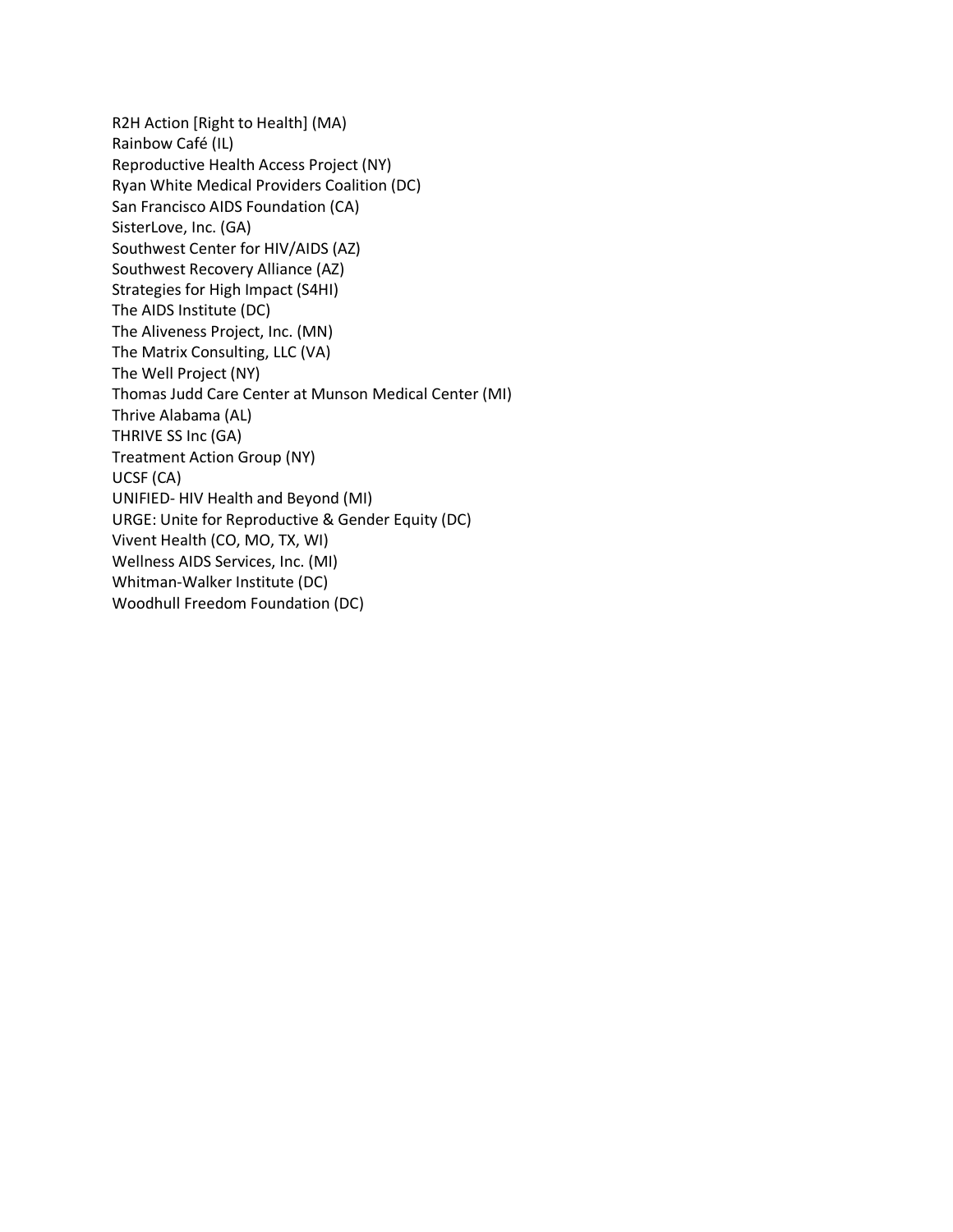R2H Action [Right to Health] (MA)
Rainbow Café (IL)
Reproductive Health Access Project (NY)
Ryan White Medical Providers Coalition (DC)
San Francisco AIDS Foundation (CA)
SisterLove, Inc. (GA)
Southwest Center for HIV/AIDS (AZ)
Southwest Recovery Alliance (AZ)
Strategies for High Impact (S4HI)
The AIDS Institute (DC)
The Aliveness Project, Inc. (MN)
The Matrix Consulting, LLC (VA)
The Well Project (NY)
Thomas Judd Care Center at Munson Medical Center (MI)
Thrive Alabama (AL)
THRIVE SS Inc (GA)
Treatment Action Group (NY)
UCSF (CA)
UNIFIED- HIV Health and Beyond (MI)
URGE: Unite for Reproductive & Gender Equity (DC)
Vivent Health (CO, MO, TX, WI)
Wellness AIDS Services, Inc. (MI)
Whitman-Walker Institute (DC)
Woodhull Freedom Foundation (DC)